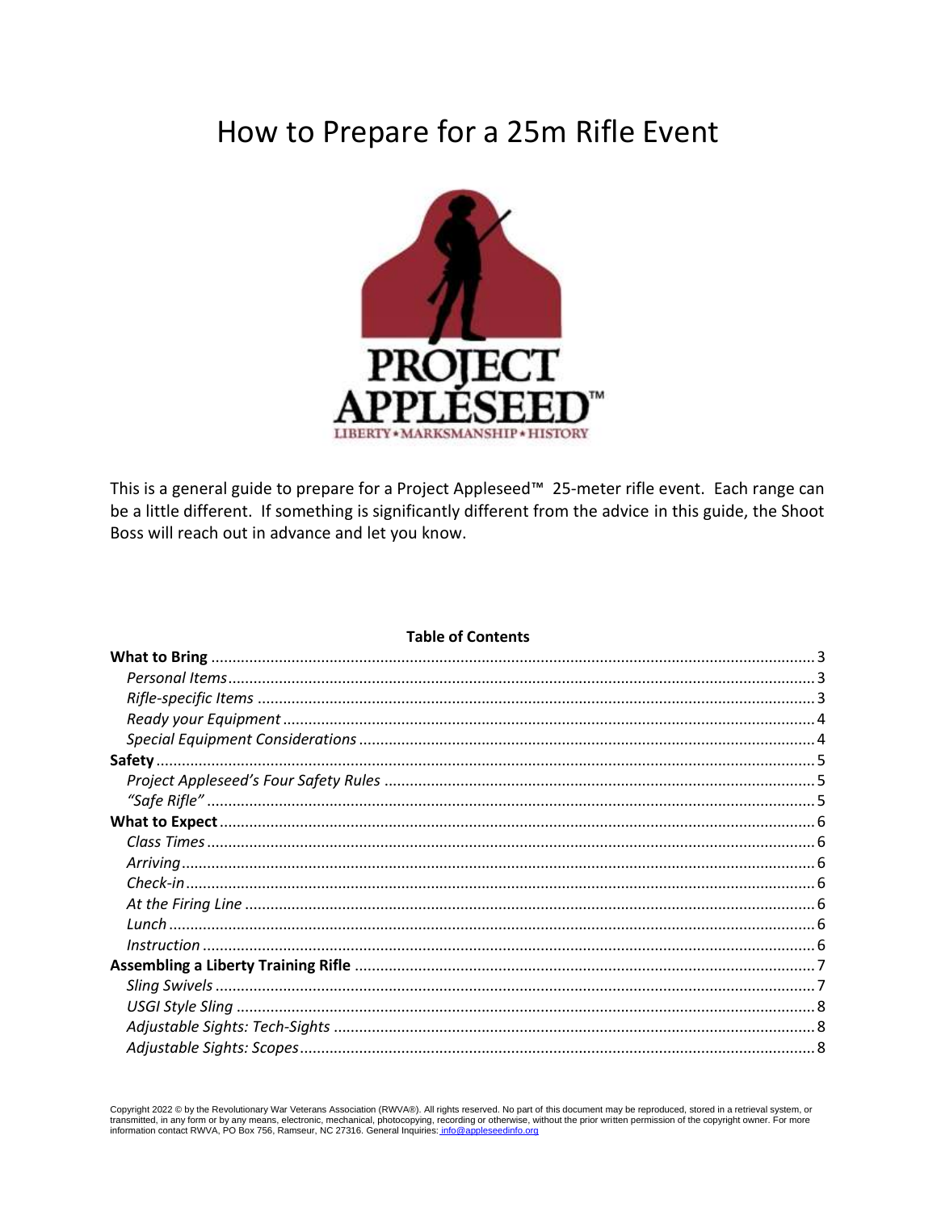# How to Prepare for a 25m Rifle Event

This is a general guide to prepare for a Project Appleseed™ 25-meter rifle event. Each range can be a little different. If something is significantly different from the advice in this guide, the Shoot Boss will reach out in advance and let you know.

**Table of Contents**

**What to Bring** .......... 3
- *Personal Items* .......... 3
- *Rifle-specific Items* .......... 3
- *Ready your Equipment* .......... 4
- *Special Equipment Considerations* .......... 4

**Safety** .......... 5
- *Project Appleseed's Four Safety Rules* .......... 5
- *"Safe Rifle"* .......... 5

**What to Expect** .......... 6
- *Class Times* .......... 6
- *Arriving* .......... 6
- *Check-in* .......... 6
- *At the Firing Line* .......... 6
- *Lunch* .......... 6
- *Instruction* .......... 6

**Assembling a Liberty Training Rifle** .......... 7
- *Sling Swivels* .......... 7
- *USGI Style Sling* .......... 8
- *Adjustable Sights: Tech-Sights* .......... 8
- *Adjustable Sights: Scopes* .......... 8

Copyright 2022 © by the Revolutionary War Veterans Association (RWVA®). All rights reserved. No part of this document may be reproduced, stored in a retrieval system, or transmitted, in any form or by any means, electronic, mechanical, photocopying, recording or otherwise, without the prior written permission of the copyright owner. For more information contact RWVA, PO Box 756, Ramseur, NC 27316. General Inquiries: info@appleseedinfo.org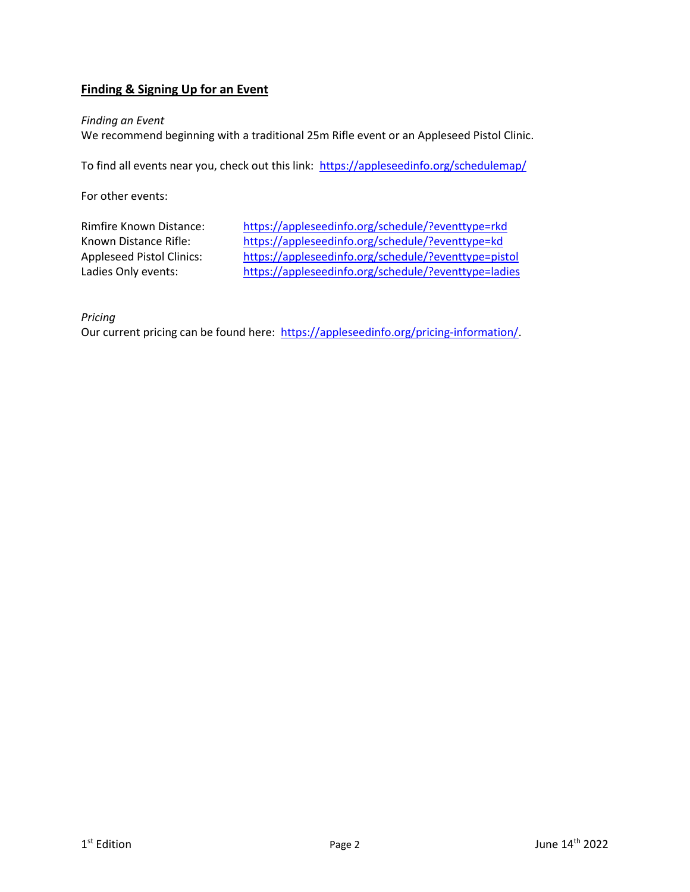## Finding & Signing Up for an Event

*Finding an Event*

We recommend beginning with a traditional 25m Rifle event or an Appleseed Pistol Clinic.

To find all events near you, check out this link: https://appleseedinfo.org/schedulemap/

For other events:

| | |
|---|---|
| Rimfire Known Distance: | https://appleseedinfo.org/schedule/?eventtype=rkd |
| Known Distance Rifle: | https://appleseedinfo.org/schedule/?eventtype=kd |
| Appleseed Pistol Clinics: | https://appleseedinfo.org/schedule/?eventtype=pistol |
| Ladies Only events: | https://appleseedinfo.org/schedule/?eventtype=ladies |

*Pricing*

Our current pricing can be found here: https://appleseedinfo.org/pricing-information/.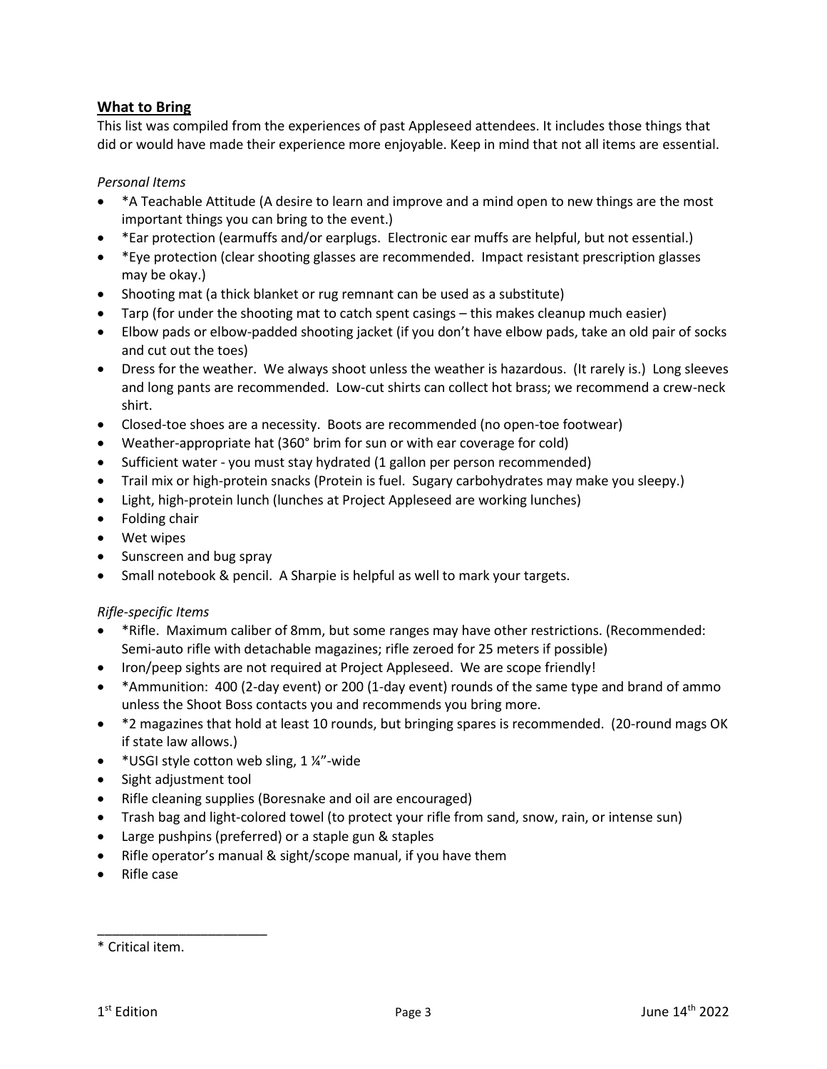## What to Bring

This list was compiled from the experiences of past Appleseed attendees. It includes those things that did or would have made their experience more enjoyable. Keep in mind that not all items are essential.

*Personal Items*

- *A Teachable Attitude (A desire to learn and improve and a mind open to new things are the most important things you can bring to the event.)
- *Ear protection (earmuffs and/or earplugs. Electronic ear muffs are helpful, but not essential.)
- *Eye protection (clear shooting glasses are recommended. Impact resistant prescription glasses may be okay.)
- Shooting mat (a thick blanket or rug remnant can be used as a substitute)
- Tarp (for under the shooting mat to catch spent casings – this makes cleanup much easier)
- Elbow pads or elbow-padded shooting jacket (if you don't have elbow pads, take an old pair of socks and cut out the toes)
- Dress for the weather. We always shoot unless the weather is hazardous. (It rarely is.) Long sleeves and long pants are recommended. Low-cut shirts can collect hot brass; we recommend a crew-neck shirt.
- Closed-toe shoes are a necessity. Boots are recommended (no open-toe footwear)
- Weather-appropriate hat (360° brim for sun or with ear coverage for cold)
- Sufficient water - you must stay hydrated (1 gallon per person recommended)
- Trail mix or high-protein snacks (Protein is fuel. Sugary carbohydrates may make you sleepy.)
- Light, high-protein lunch (lunches at Project Appleseed are working lunches)
- Folding chair
- Wet wipes
- Sunscreen and bug spray
- Small notebook & pencil. A Sharpie is helpful as well to mark your targets.

*Rifle-specific Items*

- *Rifle. Maximum caliber of 8mm, but some ranges may have other restrictions. (Recommended: Semi-auto rifle with detachable magazines; rifle zeroed for 25 meters if possible)
- Iron/peep sights are not required at Project Appleseed. We are scope friendly!
- *Ammunition: 400 (2-day event) or 200 (1-day event) rounds of the same type and brand of ammo unless the Shoot Boss contacts you and recommends you bring more.
- *2 magazines that hold at least 10 rounds, but bringing spares is recommended. (20-round mags OK if state law allows.)
- *USGI style cotton web sling, 1 ¼"-wide
- Sight adjustment tool
- Rifle cleaning supplies (Boresnake and oil are encouraged)
- Trash bag and light-colored towel (to protect your rifle from sand, snow, rain, or intense sun)
- Large pushpins (preferred) or a staple gun & staples
- Rifle operator's manual & sight/scope manual, if you have them
- Rifle case

---

* Critical item.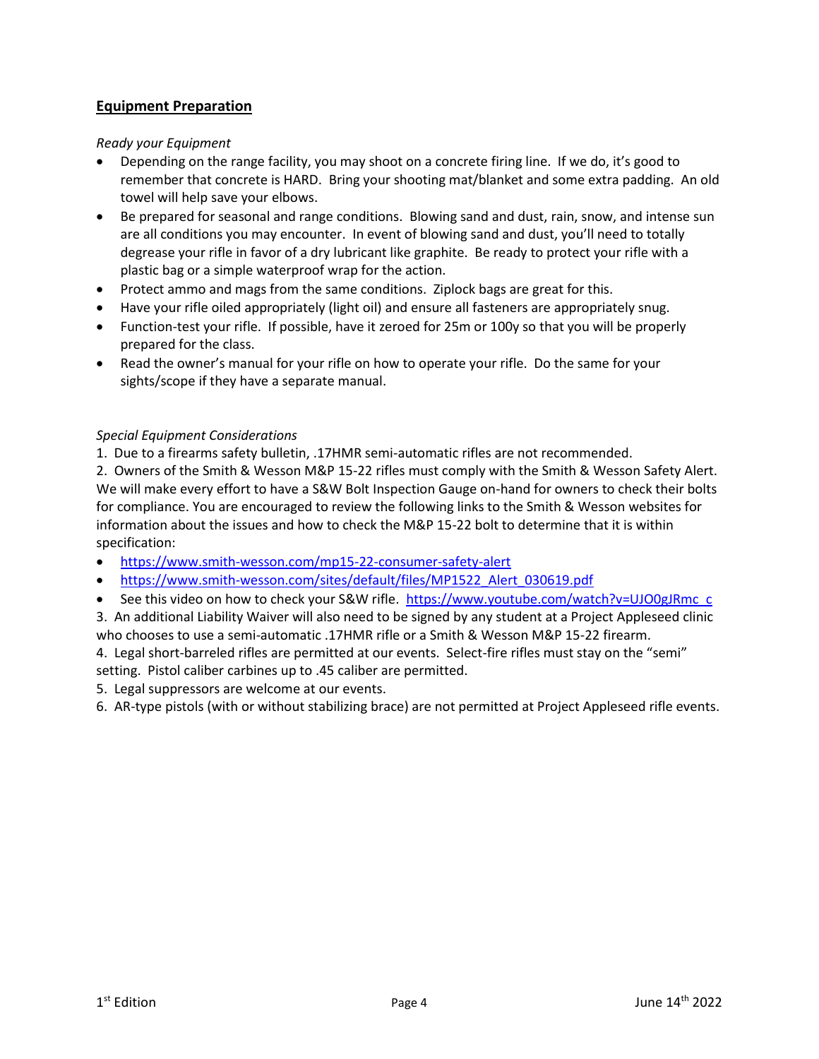## Equipment Preparation

*Ready your Equipment*

- Depending on the range facility, you may shoot on a concrete firing line. If we do, it's good to remember that concrete is HARD. Bring your shooting mat/blanket and some extra padding. An old towel will help save your elbows.
- Be prepared for seasonal and range conditions. Blowing sand and dust, rain, snow, and intense sun are all conditions you may encounter. In event of blowing sand and dust, you'll need to totally degrease your rifle in favor of a dry lubricant like graphite. Be ready to protect your rifle with a plastic bag or a simple waterproof wrap for the action.
- Protect ammo and mags from the same conditions. Ziplock bags are great for this.
- Have your rifle oiled appropriately (light oil) and ensure all fasteners are appropriately snug.
- Function-test your rifle. If possible, have it zeroed for 25m or 100y so that you will be properly prepared for the class.
- Read the owner's manual for your rifle on how to operate your rifle. Do the same for your sights/scope if they have a separate manual.

*Special Equipment Considerations*

1. Due to a firearms safety bulletin, .17HMR semi-automatic rifles are not recommended.
2. Owners of the Smith & Wesson M&P 15-22 rifles must comply with the Smith & Wesson Safety Alert. We will make every effort to have a S&W Bolt Inspection Gauge on-hand for owners to check their bolts for compliance. You are encouraged to review the following links to the Smith & Wesson websites for information about the issues and how to check the M&P 15-22 bolt to determine that it is within specification:
   - https://www.smith-wesson.com/mp15-22-consumer-safety-alert
   - https://www.smith-wesson.com/sites/default/files/MP1522_Alert_030619.pdf
   - See this video on how to check your S&W rifle. https://www.youtube.com/watch?v=UJO0gJRmc_c
3. An additional Liability Waiver will also need to be signed by any student at a Project Appleseed clinic who chooses to use a semi-automatic .17HMR rifle or a Smith & Wesson M&P 15-22 firearm.
4. Legal short-barreled rifles are permitted at our events. Select-fire rifles must stay on the "semi" setting. Pistol caliber carbines up to .45 caliber are permitted.
5. Legal suppressors are welcome at our events.
6. AR-type pistols (with or without stabilizing brace) are not permitted at Project Appleseed rifle events.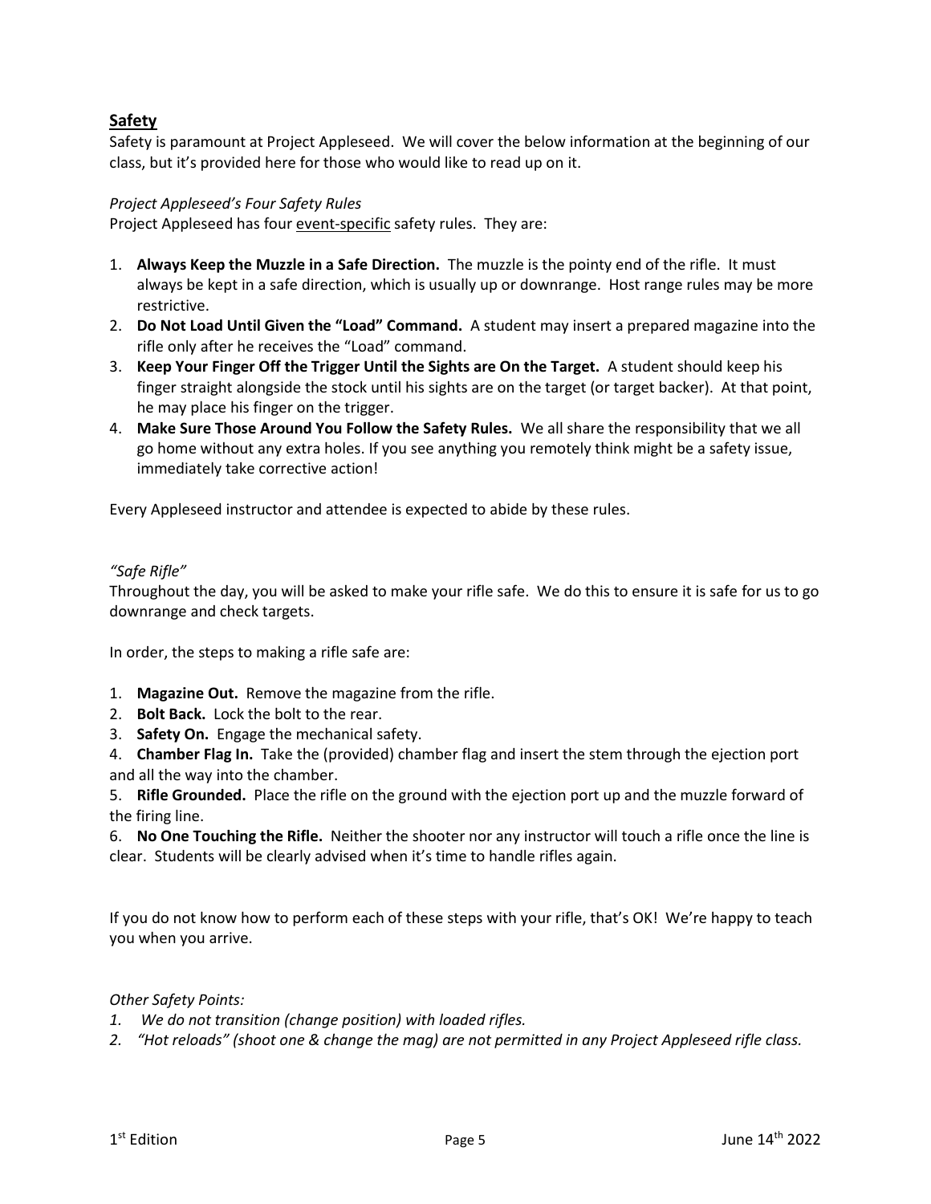## Safety

Safety is paramount at Project Appleseed. We will cover the below information at the beginning of our class, but it's provided here for those who would like to read up on it.

*Project Appleseed's Four Safety Rules*

Project Appleseed has four event-specific safety rules. They are:

1. **Always Keep the Muzzle in a Safe Direction.** The muzzle is the pointy end of the rifle. It must always be kept in a safe direction, which is usually up or downrange. Host range rules may be more restrictive.
2. **Do Not Load Until Given the "Load" Command.** A student may insert a prepared magazine into the rifle only after he receives the "Load" command.
3. **Keep Your Finger Off the Trigger Until the Sights are On the Target.** A student should keep his finger straight alongside the stock until his sights are on the target (or target backer). At that point, he may place his finger on the trigger.
4. **Make Sure Those Around You Follow the Safety Rules.** We all share the responsibility that we all go home without any extra holes. If you see anything you remotely think might be a safety issue, immediately take corrective action!

Every Appleseed instructor and attendee is expected to abide by these rules.

*"Safe Rifle"*

Throughout the day, you will be asked to make your rifle safe. We do this to ensure it is safe for us to go downrange and check targets.

In order, the steps to making a rifle safe are:

1. **Magazine Out.** Remove the magazine from the rifle.
2. **Bolt Back.** Lock the bolt to the rear.
3. **Safety On.** Engage the mechanical safety.
4. **Chamber Flag In.** Take the (provided) chamber flag and insert the stem through the ejection port and all the way into the chamber.
5. **Rifle Grounded.** Place the rifle on the ground with the ejection port up and the muzzle forward of the firing line.
6. **No One Touching the Rifle.** Neither the shooter nor any instructor will touch a rifle once the line is clear. Students will be clearly advised when it's time to handle rifles again.

If you do not know how to perform each of these steps with your rifle, that's OK! We're happy to teach you when you arrive.

*Other Safety Points:*

1. *We do not transition (change position) with loaded rifles.*
2. *"Hot reloads" (shoot one & change the mag) are not permitted in any Project Appleseed rifle class.*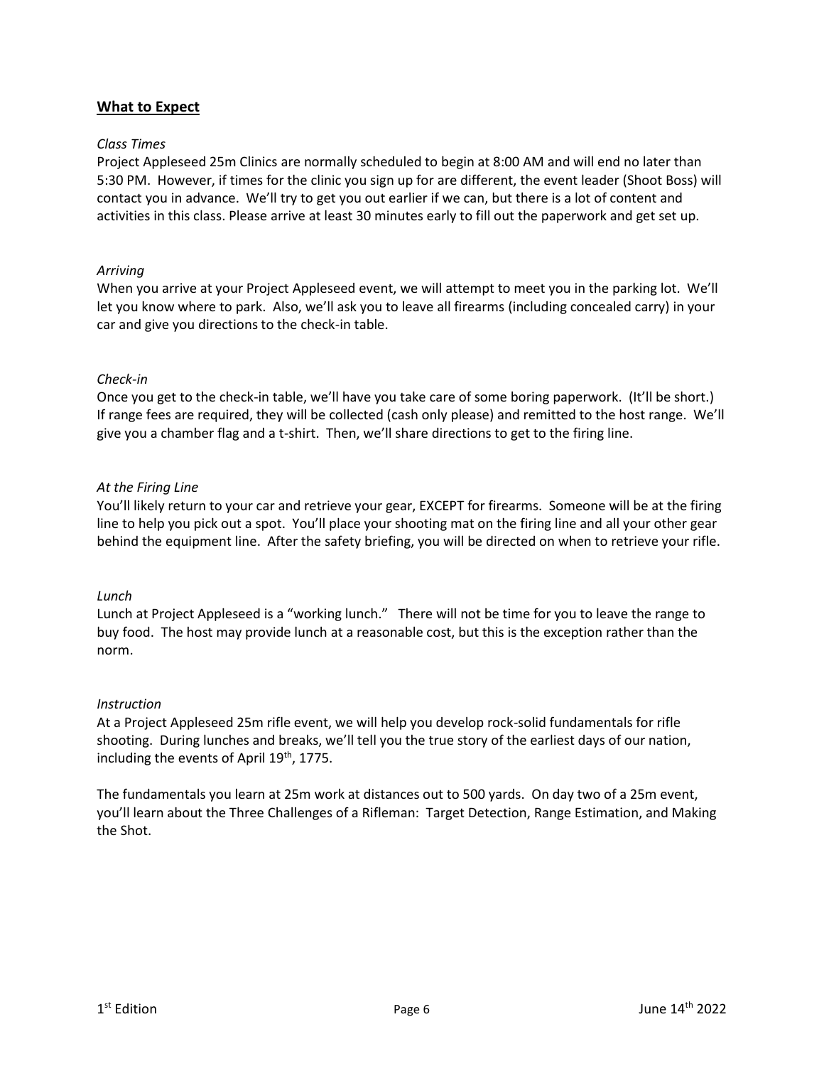## What to Expect

*Class Times*

Project Appleseed 25m Clinics are normally scheduled to begin at 8:00 AM and will end no later than 5:30 PM. However, if times for the clinic you sign up for are different, the event leader (Shoot Boss) will contact you in advance. We'll try to get you out earlier if we can, but there is a lot of content and activities in this class. Please arrive at least 30 minutes early to fill out the paperwork and get set up.

*Arriving*

When you arrive at your Project Appleseed event, we will attempt to meet you in the parking lot. We'll let you know where to park. Also, we'll ask you to leave all firearms (including concealed carry) in your car and give you directions to the check-in table.

*Check-in*

Once you get to the check-in table, we'll have you take care of some boring paperwork. (It'll be short.) If range fees are required, they will be collected (cash only please) and remitted to the host range. We'll give you a chamber flag and a t-shirt. Then, we'll share directions to get to the firing line.

*At the Firing Line*

You'll likely return to your car and retrieve your gear, EXCEPT for firearms. Someone will be at the firing line to help you pick out a spot. You'll place your shooting mat on the firing line and all your other gear behind the equipment line. After the safety briefing, you will be directed on when to retrieve your rifle.

*Lunch*

Lunch at Project Appleseed is a "working lunch." There will not be time for you to leave the range to buy food. The host may provide lunch at a reasonable cost, but this is the exception rather than the norm.

*Instruction*

At a Project Appleseed 25m rifle event, we will help you develop rock-solid fundamentals for rifle shooting. During lunches and breaks, we'll tell you the true story of the earliest days of our nation, including the events of April 19th, 1775.

The fundamentals you learn at 25m work at distances out to 500 yards. On day two of a 25m event, you'll learn about the Three Challenges of a Rifleman: Target Detection, Range Estimation, and Making the Shot.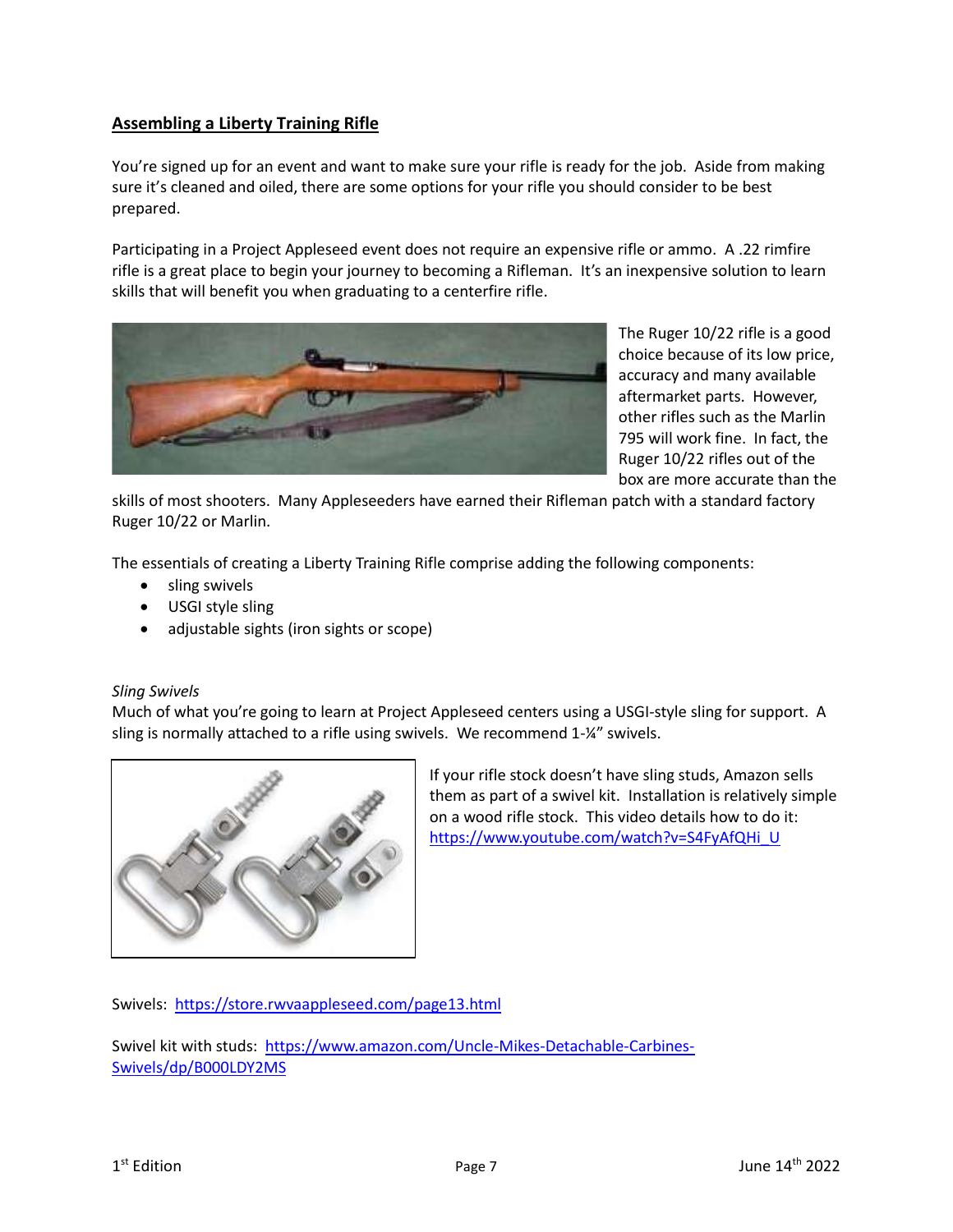## Assembling a Liberty Training Rifle

You're signed up for an event and want to make sure your rifle is ready for the job. Aside from making sure it's cleaned and oiled, there are some options for your rifle you should consider to be best prepared.

Participating in a Project Appleseed event does not require an expensive rifle or ammo. A .22 rimfire rifle is a great place to begin your journey to becoming a Rifleman. It's an inexpensive solution to learn skills that will benefit you when graduating to a centerfire rifle.

The Ruger 10/22 rifle is a good choice because of its low price, accuracy and many available aftermarket parts. However, other rifles such as the Marlin 795 will work fine. In fact, the Ruger 10/22 rifles out of the box are more accurate than the skills of most shooters. Many Appleseeders have earned their Rifleman patch with a standard factory Ruger 10/22 or Marlin.

The essentials of creating a Liberty Training Rifle comprise adding the following components:

- sling swivels
- USGI style sling
- adjustable sights (iron sights or scope)

*Sling Swivels*

Much of what you're going to learn at Project Appleseed centers using a USGI-style sling for support. A sling is normally attached to a rifle using swivels. We recommend 1-¼" swivels.

If your rifle stock doesn't have sling studs, Amazon sells them as part of a swivel kit. Installation is relatively simple on a wood rifle stock. This video details how to do it: https://www.youtube.com/watch?v=S4FyAfQHi_U

Swivels: https://store.rwvaappleseed.com/page13.html

Swivel kit with studs: https://www.amazon.com/Uncle-Mikes-Detachable-Carbines-Swivels/dp/B000LDY2MS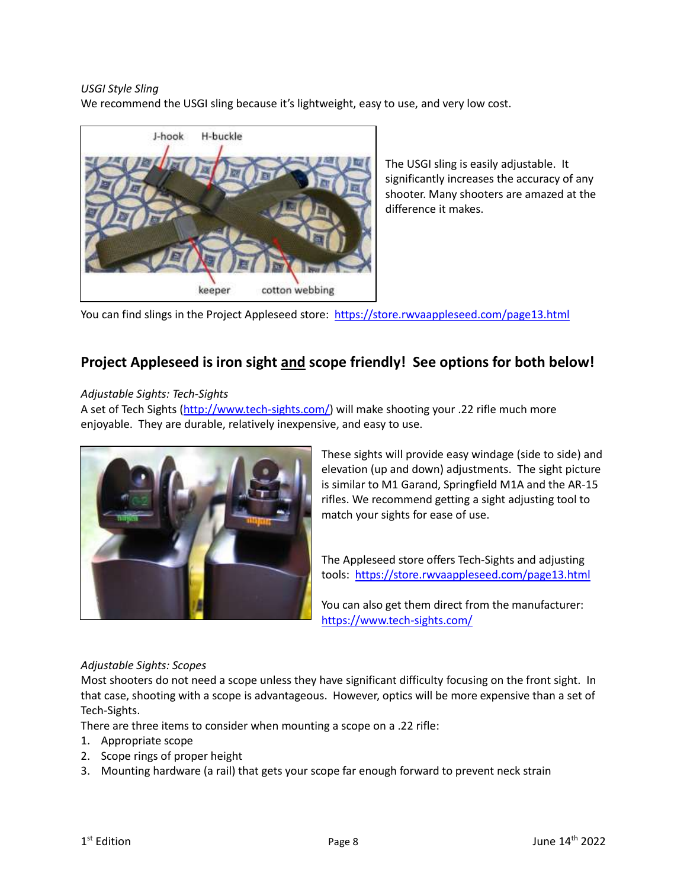*USGI Style Sling*

We recommend the USGI sling because it's lightweight, easy to use, and very low cost.

The USGI sling is easily adjustable. It significantly increases the accuracy of any shooter. Many shooters are amazed at the difference it makes.

You can find slings in the Project Appleseed store: https://store.rwvaappleseed.com/page13.html

## Project Appleseed is iron sight <u>and</u> scope friendly! See options for both below!

*Adjustable Sights: Tech-Sights*

A set of Tech Sights (http://www.tech-sights.com/) will make shooting your .22 rifle much more enjoyable. They are durable, relatively inexpensive, and easy to use.

These sights will provide easy windage (side to side) and elevation (up and down) adjustments. The sight picture is similar to M1 Garand, Springfield M1A and the AR-15 rifles. We recommend getting a sight adjusting tool to match your sights for ease of use.

The Appleseed store offers Tech-Sights and adjusting tools: https://store.rwvaappleseed.com/page13.html

You can also get them direct from the manufacturer: https://www.tech-sights.com/

*Adjustable Sights: Scopes*

Most shooters do not need a scope unless they have significant difficulty focusing on the front sight. In that case, shooting with a scope is advantageous. However, optics will be more expensive than a set of Tech-Sights.

There are three items to consider when mounting a scope on a .22 rifle:

1. Appropriate scope
2. Scope rings of proper height
3. Mounting hardware (a rail) that gets your scope far enough forward to prevent neck strain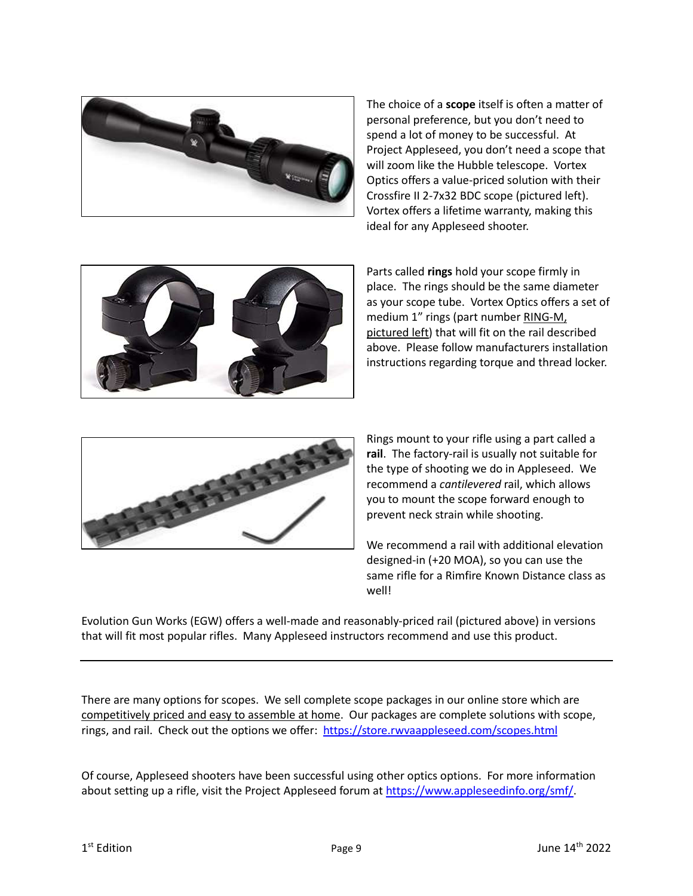The choice of a **scope** itself is often a matter of personal preference, but you don't need to spend a lot of money to be successful. At Project Appleseed, you don't need a scope that will zoom like the Hubble telescope. Vortex Optics offers a value-priced solution with their Crossfire II 2-7x32 BDC scope (pictured left). Vortex offers a lifetime warranty, making this ideal for any Appleseed shooter.

Parts called **rings** hold your scope firmly in place. The rings should be the same diameter as your scope tube. Vortex Optics offers a set of medium 1" rings (part number RING-M, pictured left) that will fit on the rail described above. Please follow manufacturers installation instructions regarding torque and thread locker.

Rings mount to your rifle using a part called a **rail**. The factory-rail is usually not suitable for the type of shooting we do in Appleseed. We recommend a *cantilevered* rail, which allows you to mount the scope forward enough to prevent neck strain while shooting.

We recommend a rail with additional elevation designed-in (+20 MOA), so you can use the same rifle for a Rimfire Known Distance class as well!

Evolution Gun Works (EGW) offers a well-made and reasonably-priced rail (pictured above) in versions that will fit most popular rifles. Many Appleseed instructors recommend and use this product.

---

There are many options for scopes. We sell complete scope packages in our online store which are competitively priced and easy to assemble at home. Our packages are complete solutions with scope, rings, and rail. Check out the options we offer: https://store.rwvaappleseed.com/scopes.html

Of course, Appleseed shooters have been successful using other optics options. For more information about setting up a rifle, visit the Project Appleseed forum at https://www.appleseedinfo.org/smf/.